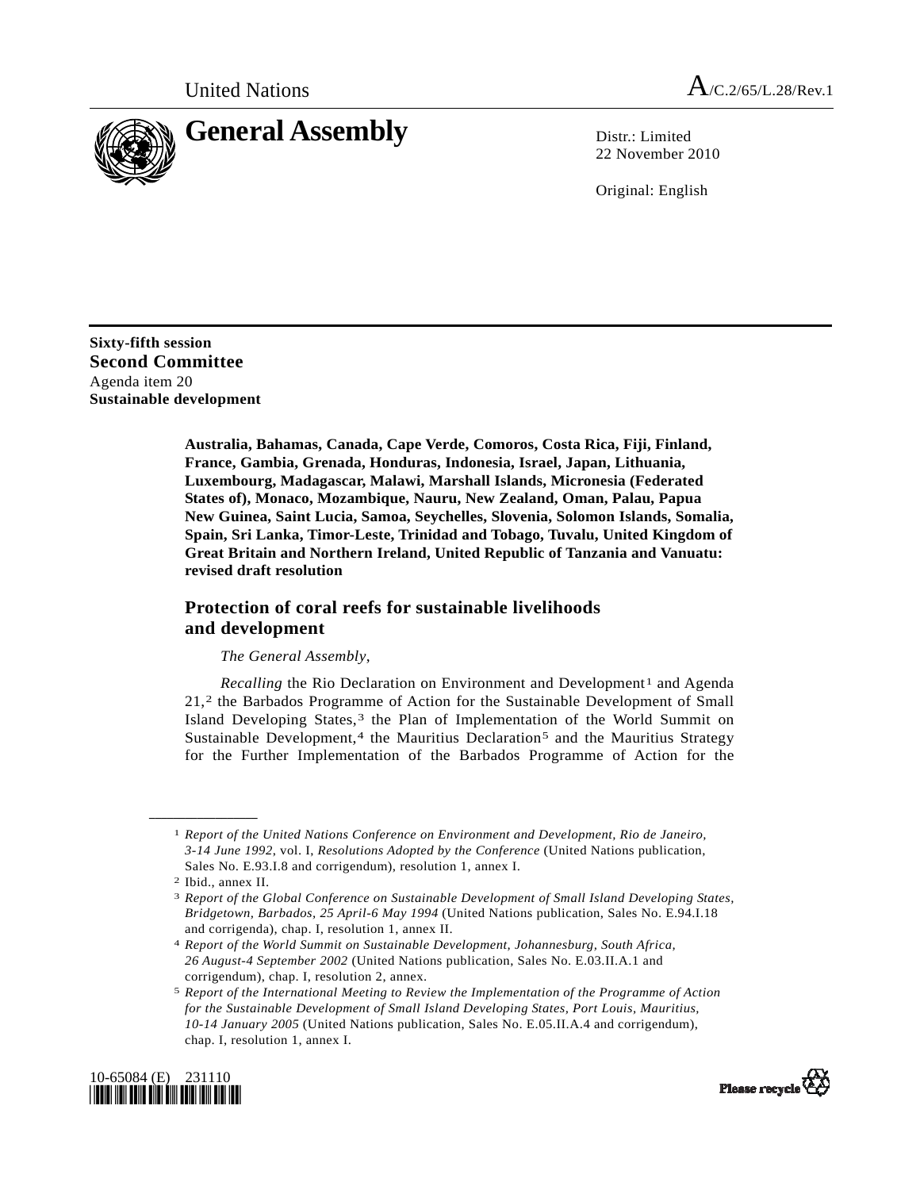United Nations A/C.2/65/L.28/Rev.1

# General Assembly

Distr.: Limited
22 November 2010

Original: English

**Sixty-fifth session**
**Second Committee**
Agenda item 20
**Sustainable development**

**Australia, Bahamas, Canada, Cape Verde, Comoros, Costa Rica, Fiji, Finland, France, Gambia, Grenada, Honduras, Indonesia, Israel, Japan, Lithuania, Luxembourg, Madagascar, Malawi, Marshall Islands, Micronesia (Federated States of), Monaco, Mozambique, Nauru, New Zealand, Oman, Palau, Papua New Guinea, Saint Lucia, Samoa, Seychelles, Slovenia, Solomon Islands, Somalia, Spain, Sri Lanka, Timor-Leste, Trinidad and Tobago, Tuvalu, United Kingdom of Great Britain and Northern Ireland, United Republic of Tanzania and Vanuatu: revised draft resolution**

## Protection of coral reefs for sustainable livelihoods and development

*The General Assembly*,

*Recalling* the Rio Declaration on Environment and Development[1] and Agenda 21,[2] the Barbados Programme of Action for the Sustainable Development of Small Island Developing States,[3] the Plan of Implementation of the World Summit on Sustainable Development,[4] the Mauritius Declaration[5] and the Mauritius Strategy for the Further Implementation of the Barbados Programme of Action for the

---

[1] *Report of the United Nations Conference on Environment and Development, Rio de Janeiro, 3-14 June 1992*, vol. I, *Resolutions Adopted by the Conference* (United Nations publication, Sales No. E.93.I.8 and corrigendum), resolution 1, annex I.

[2] Ibid., annex II.

[3] *Report of the Global Conference on Sustainable Development of Small Island Developing States, Bridgetown, Barbados, 25 April-6 May 1994* (United Nations publication, Sales No. E.94.I.18 and corrigenda), chap. I, resolution 1, annex II.

[4] *Report of the World Summit on Sustainable Development, Johannesburg, South Africa, 26 August-4 September 2002* (United Nations publication, Sales No. E.03.II.A.1 and corrigendum), chap. I, resolution 2, annex.

[5] *Report of the International Meeting to Review the Implementation of the Programme of Action for the Sustainable Development of Small Island Developing States, Port Louis, Mauritius, 10-14 January 2005* (United Nations publication, Sales No. E.05.II.A.4 and corrigendum), chap. I, resolution 1, annex I.

10-65084 (E) 231110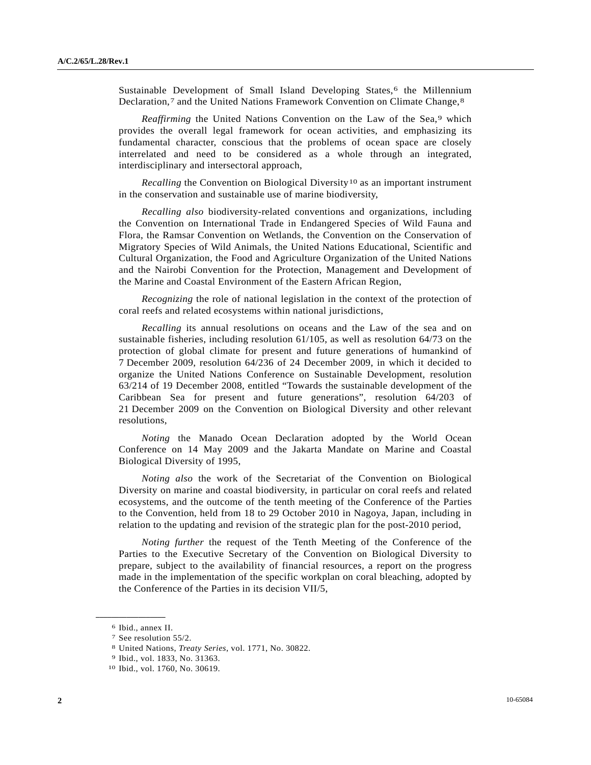Sustainable Development of Small Island Developing States,[6] the Millennium Declaration,[7] and the United Nations Framework Convention on Climate Change,[8]

*Reaffirming* the United Nations Convention on the Law of the Sea,[9] which provides the overall legal framework for ocean activities, and emphasizing its fundamental character, conscious that the problems of ocean space are closely interrelated and need to be considered as a whole through an integrated, interdisciplinary and intersectoral approach,

*Recalling* the Convention on Biological Diversity[10] as an important instrument in the conservation and sustainable use of marine biodiversity,

*Recalling also* biodiversity-related conventions and organizations, including the Convention on International Trade in Endangered Species of Wild Fauna and Flora, the Ramsar Convention on Wetlands, the Convention on the Conservation of Migratory Species of Wild Animals, the United Nations Educational, Scientific and Cultural Organization, the Food and Agriculture Organization of the United Nations and the Nairobi Convention for the Protection, Management and Development of the Marine and Coastal Environment of the Eastern African Region,

*Recognizing* the role of national legislation in the context of the protection of coral reefs and related ecosystems within national jurisdictions,

*Recalling* its annual resolutions on oceans and the Law of the sea and on sustainable fisheries, including resolution 61/105, as well as resolution 64/73 on the protection of global climate for present and future generations of humankind of 7 December 2009, resolution 64/236 of 24 December 2009, in which it decided to organize the United Nations Conference on Sustainable Development, resolution 63/214 of 19 December 2008, entitled “Towards the sustainable development of the Caribbean Sea for present and future generations”, resolution 64/203 of 21 December 2009 on the Convention on Biological Diversity and other relevant resolutions,

*Noting* the Manado Ocean Declaration adopted by the World Ocean Conference on 14 May 2009 and the Jakarta Mandate on Marine and Coastal Biological Diversity of 1995,

*Noting also* the work of the Secretariat of the Convention on Biological Diversity on marine and coastal biodiversity, in particular on coral reefs and related ecosystems, and the outcome of the tenth meeting of the Conference of the Parties to the Convention, held from 18 to 29 October 2010 in Nagoya, Japan, including in relation to the updating and revision of the strategic plan for the post-2010 period,

*Noting further* the request of the Tenth Meeting of the Conference of the Parties to the Executive Secretary of the Convention on Biological Diversity to prepare, subject to the availability of financial resources, a report on the progress made in the implementation of the specific workplan on coral bleaching, adopted by the Conference of the Parties in its decision VII/5,

---

[6] Ibid., annex II.

[7] See resolution 55/2.

[8] United Nations, *Treaty Series*, vol. 1771, No. 30822.

[9] Ibid., vol. 1833, No. 31363.

[10] Ibid., vol. 1760, No. 30619.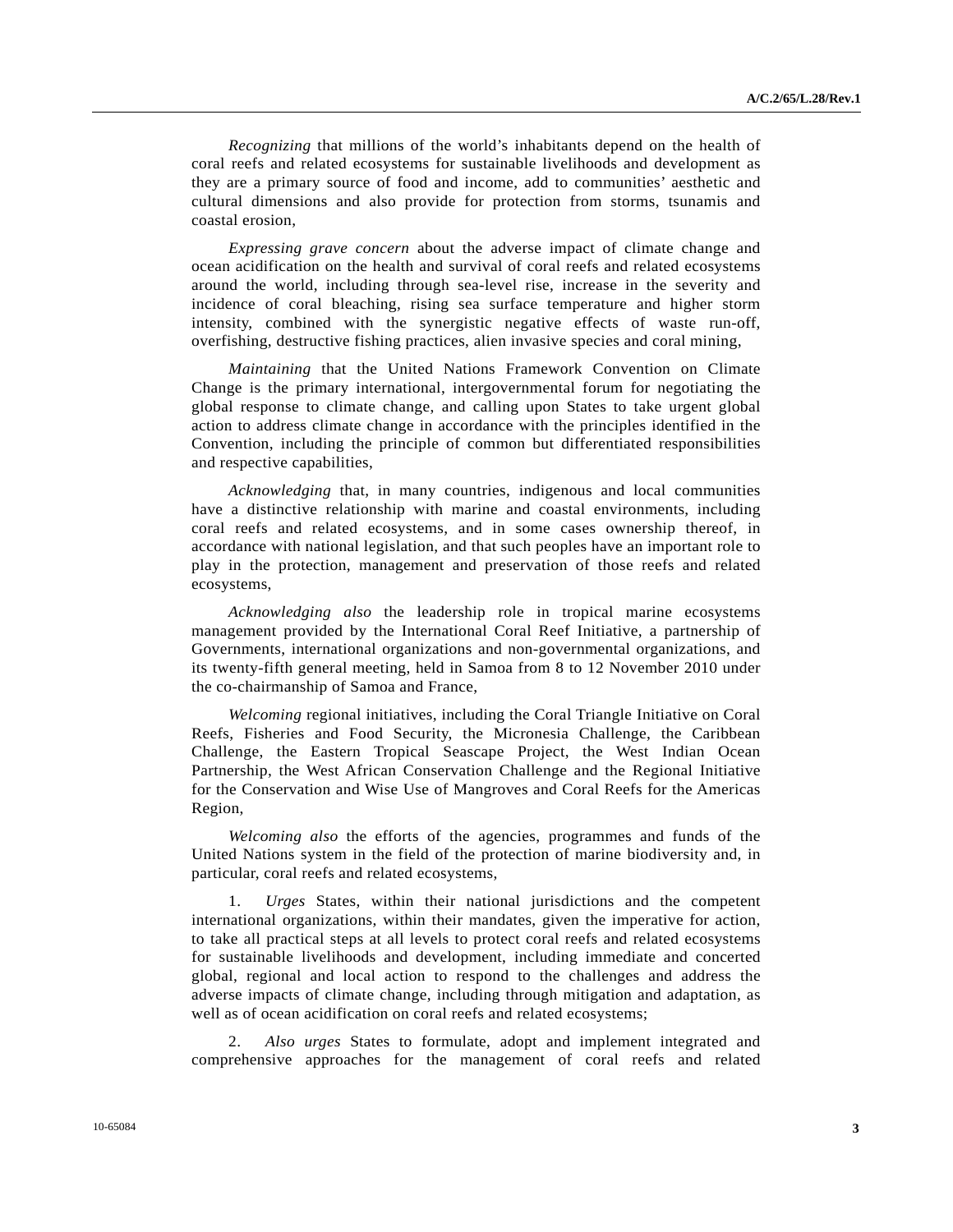*Recognizing* that millions of the world's inhabitants depend on the health of coral reefs and related ecosystems for sustainable livelihoods and development as they are a primary source of food and income, add to communities' aesthetic and cultural dimensions and also provide for protection from storms, tsunamis and coastal erosion,

*Expressing grave concern* about the adverse impact of climate change and ocean acidification on the health and survival of coral reefs and related ecosystems around the world, including through sea-level rise, increase in the severity and incidence of coral bleaching, rising sea surface temperature and higher storm intensity, combined with the synergistic negative effects of waste run-off, overfishing, destructive fishing practices, alien invasive species and coral mining,

*Maintaining* that the United Nations Framework Convention on Climate Change is the primary international, intergovernmental forum for negotiating the global response to climate change, and calling upon States to take urgent global action to address climate change in accordance with the principles identified in the Convention, including the principle of common but differentiated responsibilities and respective capabilities,

*Acknowledging* that, in many countries, indigenous and local communities have a distinctive relationship with marine and coastal environments, including coral reefs and related ecosystems, and in some cases ownership thereof, in accordance with national legislation, and that such peoples have an important role to play in the protection, management and preservation of those reefs and related ecosystems,

*Acknowledging also* the leadership role in tropical marine ecosystems management provided by the International Coral Reef Initiative, a partnership of Governments, international organizations and non-governmental organizations, and its twenty-fifth general meeting, held in Samoa from 8 to 12 November 2010 under the co-chairmanship of Samoa and France,

*Welcoming* regional initiatives, including the Coral Triangle Initiative on Coral Reefs, Fisheries and Food Security, the Micronesia Challenge, the Caribbean Challenge, the Eastern Tropical Seascape Project, the West Indian Ocean Partnership, the West African Conservation Challenge and the Regional Initiative for the Conservation and Wise Use of Mangroves and Coral Reefs for the Americas Region,

*Welcoming also* the efforts of the agencies, programmes and funds of the United Nations system in the field of the protection of marine biodiversity and, in particular, coral reefs and related ecosystems,

1. *Urges* States, within their national jurisdictions and the competent international organizations, within their mandates, given the imperative for action, to take all practical steps at all levels to protect coral reefs and related ecosystems for sustainable livelihoods and development, including immediate and concerted global, regional and local action to respond to the challenges and address the adverse impacts of climate change, including through mitigation and adaptation, as well as of ocean acidification on coral reefs and related ecosystems;

2. *Also urges* States to formulate, adopt and implement integrated and comprehensive approaches for the management of coral reefs and related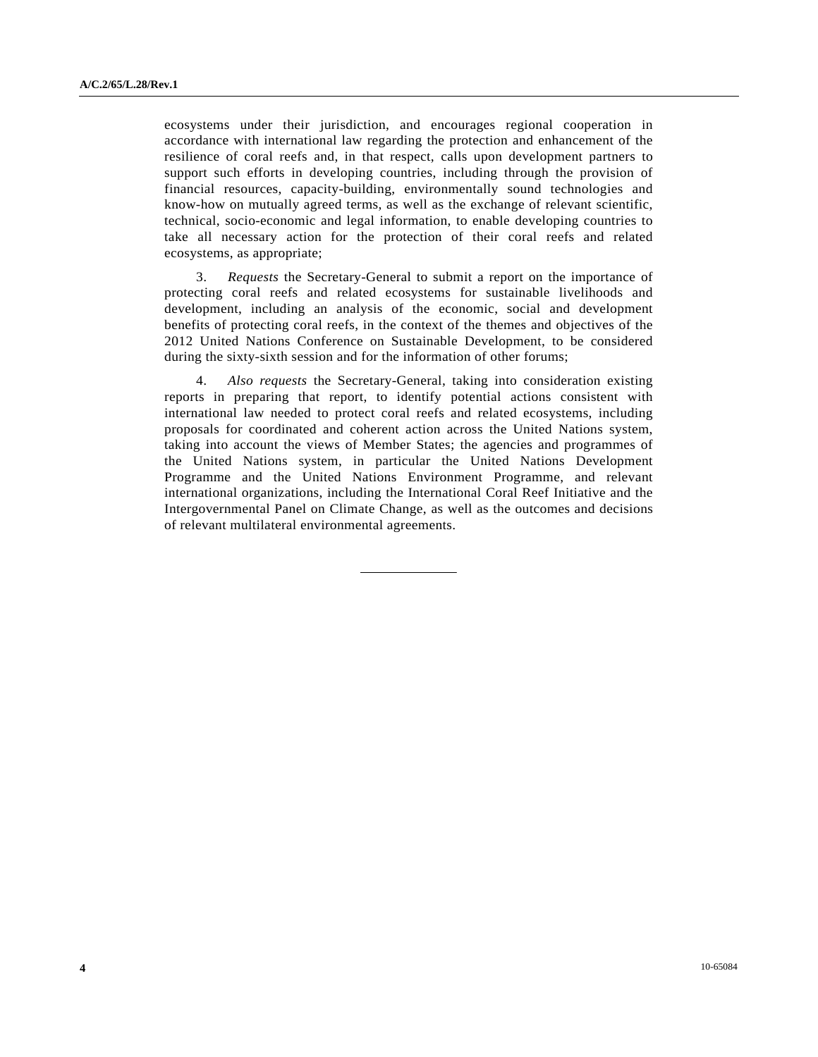ecosystems under their jurisdiction, and encourages regional cooperation in accordance with international law regarding the protection and enhancement of the resilience of coral reefs and, in that respect, calls upon development partners to support such efforts in developing countries, including through the provision of financial resources, capacity-building, environmentally sound technologies and know-how on mutually agreed terms, as well as the exchange of relevant scientific, technical, socio-economic and legal information, to enable developing countries to take all necessary action for the protection of their coral reefs and related ecosystems, as appropriate;

3. *Requests* the Secretary-General to submit a report on the importance of protecting coral reefs and related ecosystems for sustainable livelihoods and development, including an analysis of the economic, social and development benefits of protecting coral reefs, in the context of the themes and objectives of the 2012 United Nations Conference on Sustainable Development, to be considered during the sixty-sixth session and for the information of other forums;

4. *Also requests* the Secretary-General, taking into consideration existing reports in preparing that report, to identify potential actions consistent with international law needed to protect coral reefs and related ecosystems, including proposals for coordinated and coherent action across the United Nations system, taking into account the views of Member States; the agencies and programmes of the United Nations system, in particular the United Nations Development Programme and the United Nations Environment Programme, and relevant international organizations, including the International Coral Reef Initiative and the Intergovernmental Panel on Climate Change, as well as the outcomes and decisions of relevant multilateral environmental agreements.